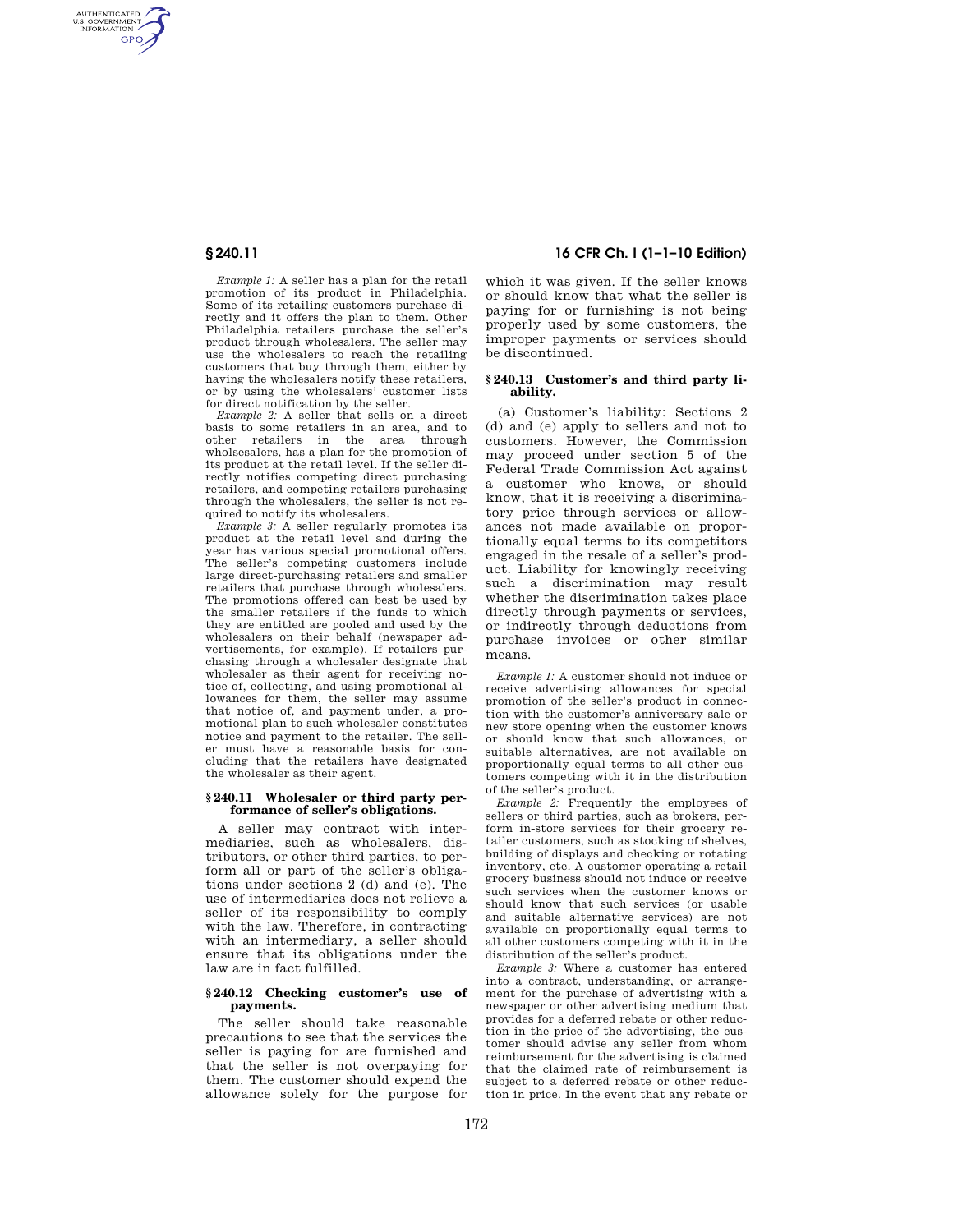*Example 1:* A seller has a plan for the retail promotion of its product in Philadelphia. Some of its retailing customers purchase directly and it offers the plan to them. Other Philadelphia retailers purchase the seller's product through wholesalers. The seller may use the wholesalers to reach the retailing customers that buy through them, either by having the wholesalers notify these retailers, or by using the wholesalers' customer lists for direct notification by the seller.

*Example 2:* A seller that sells on a direct basis to some retailers in an area, and to other retailers in the area through wholsesalers, has a plan for the promotion of its product at the retail level. If the seller directly notifies competing direct purchasing retailers, and competing retailers purchasing through the wholesalers, the seller is not required to notify its wholesalers.

*Example 3:* A seller regularly promotes its product at the retail level and during the year has various special promotional offers. The seller's competing customers include large direct-purchasing retailers and smaller retailers that purchase through wholesalers. The promotions offered can best be used by the smaller retailers if the funds to which they are entitled are pooled and used by the wholesalers on their behalf (newspaper advertisements, for example). If retailers purchasing through a wholesaler designate that wholesaler as their agent for receiving notice of, collecting, and using promotional allowances for them, the seller may assume that notice of, and payment under, a promotional plan to such wholesaler constitutes notice and payment to the retailer. The seller must have a reasonable basis for concluding that the retailers have designated the wholesaler as their agent.

## § 240.11 Wholesaler or third party performance of seller's obligations.

A seller may contract with intermediaries, such as wholesalers, distributors, or other third parties, to perform all or part of the seller's obligations under sections 2 (d) and (e). The use of intermediaries does not relieve a seller of its responsibility to comply with the law. Therefore, in contracting with an intermediary, a seller should ensure that its obligations under the law are in fact fulfilled.

## § 240.12 Checking customer's use of payments.

The seller should take reasonable precautions to see that the services the seller is paying for are furnished and that the seller is not overpaying for them. The customer should expend the allowance solely for the purpose for which it was given. If the seller knows or should know that what the seller is paying for or furnishing is not being properly used by some customers, the improper payments or services should be discontinued.

## § 240.13 Customer's and third party liability.

(a) Customer's liability: Sections 2 (d) and (e) apply to sellers and not to customers. However, the Commission may proceed under section 5 of the Federal Trade Commission Act against a customer who knows, or should know, that it is receiving a discriminatory price through services or allowances not made available on proportionally equal terms to its competitors engaged in the resale of a seller's product. Liability for knowingly receiving such a discrimination may result whether the discrimination takes place directly through payments or services, or indirectly through deductions from purchase invoices or other similar means.

*Example 1:* A customer should not induce or receive advertising allowances for special promotion of the seller's product in connection with the customer's anniversary sale or new store opening when the customer knows or should know that such allowances, or suitable alternatives, are not available on proportionally equal terms to all other customers competing with it in the distribution of the seller's product.

*Example 2:* Frequently the employees of sellers or third parties, such as brokers, perform in-store services for their grocery retailer customers, such as stocking of shelves, building of displays and checking or rotating inventory, etc. A customer operating a retail grocery business should not induce or receive such services when the customer knows or should know that such services (or usable and suitable alternative services) are not available on proportionally equal terms to all other customers competing with it in the distribution of the seller's product.

*Example 3:* Where a customer has entered into a contract, understanding, or arrangement for the purchase of advertising with a newspaper or other advertising medium that provides for a deferred rebate or other reduction in the price of the advertising, the customer should advise any seller from whom reimbursement for the advertising is claimed that the claimed rate of reimbursement is subject to a deferred rebate or other reduction in price. In the event that any rebate or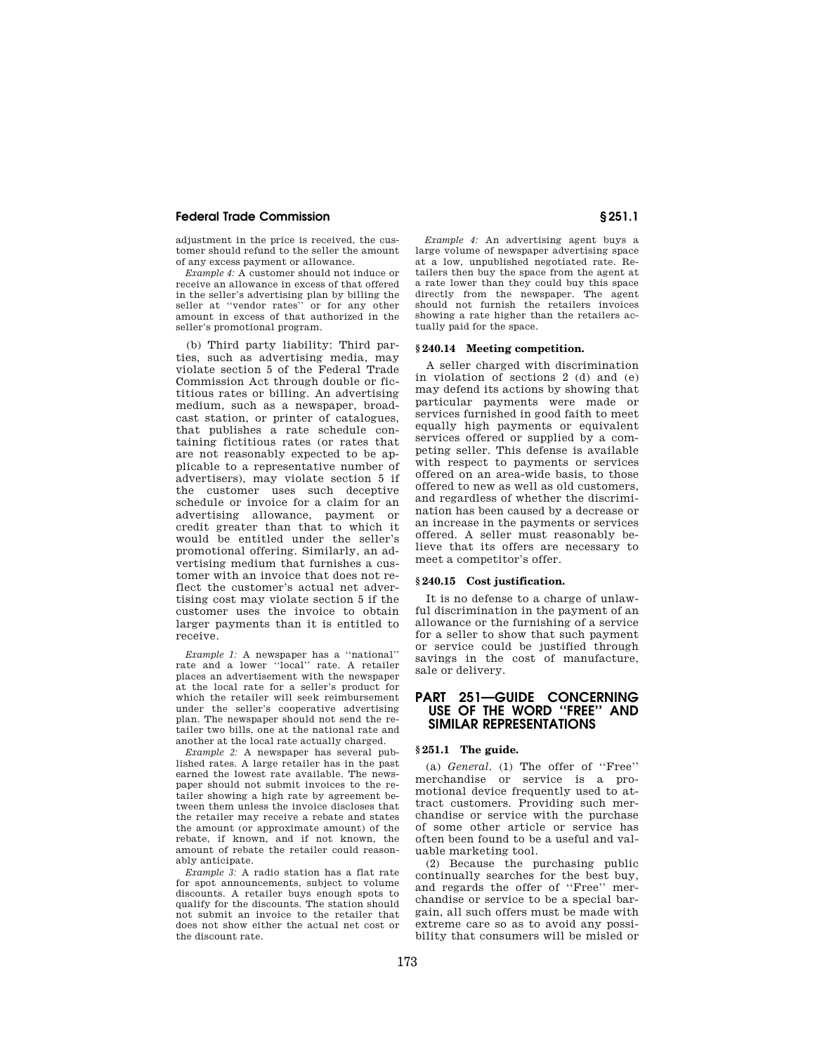adjustment in the price is received, the customer should refund to the seller the amount of any excess payment or allowance.

*Example 4:* A customer should not induce or receive an allowance in excess of that offered in the seller's advertising plan by billing the seller at ''vendor rates'' or for any other amount in excess of that authorized in the seller's promotional program.

(b) Third party liability: Third parties, such as advertising media, may violate section 5 of the Federal Trade Commission Act through double or fictitious rates or billing. An advertising medium, such as a newspaper, broadcast station, or printer of catalogues, that publishes a rate schedule containing fictitious rates (or rates that are not reasonably expected to be applicable to a representative number of advertisers), may violate section 5 if the customer uses such deceptive schedule or invoice for a claim for an advertising allowance, payment or credit greater than that to which it would be entitled under the seller's promotional offering. Similarly, an advertising medium that furnishes a customer with an invoice that does not reflect the customer's actual net advertising cost may violate section 5 if the customer uses the invoice to obtain larger payments than it is entitled to receive.

*Example 1:* A newspaper has a ''national'' rate and a lower ''local'' rate. A retailer places an advertisement with the newspaper at the local rate for a seller's product for which the retailer will seek reimbursement under the seller's cooperative advertising plan. The newspaper should not send the retailer two bills, one at the national rate and another at the local rate actually charged.

*Example 2:* A newspaper has several published rates. A large retailer has in the past earned the lowest rate available. The newspaper should not submit invoices to the retailer showing a high rate by agreement between them unless the invoice discloses that the retailer may receive a rebate and states the amount (or approximate amount) of the rebate, if known, and if not known, the amount of rebate the retailer could reasonably anticipate.

*Example 3:* A radio station has a flat rate for spot announcements, subject to volume discounts. A retailer buys enough spots to qualify for the discounts. The station should not submit an invoice to the retailer that does not show either the actual net cost or the discount rate.

*Example 4:* An advertising agent buys a large volume of newspaper advertising space at a low, unpublished negotiated rate. Retailers then buy the space from the agent at a rate lower than they could buy this space directly from the newspaper. The agent should not furnish the retailers invoices showing a rate higher than the retailers actually paid for the space.

### § 240.14 Meeting competition.

A seller charged with discrimination in violation of sections 2 (d) and (e) may defend its actions by showing that particular payments were made or services furnished in good faith to meet equally high payments or equivalent services offered or supplied by a competing seller. This defense is available with respect to payments or services offered on an area-wide basis, to those offered to new as well as old customers, and regardless of whether the discrimination has been caused by a decrease or an increase in the payments or services offered. A seller must reasonably believe that its offers are necessary to meet a competitor's offer.

### § 240.15 Cost justification.

It is no defense to a charge of unlawful discrimination in the payment of an allowance or the furnishing of a service for a seller to show that such payment or service could be justified through savings in the cost of manufacture, sale or delivery.

## PART 251—GUIDE CONCERNING USE OF THE WORD ''FREE'' AND SIMILAR REPRESENTATIONS

### § 251.1 The guide.

(a) *General.* (1) The offer of ''Free'' merchandise or service is a promotional device frequently used to attract customers. Providing such merchandise or service with the purchase of some other article or service has often been found to be a useful and valuable marketing tool.

(2) Because the purchasing public continually searches for the best buy, and regards the offer of ''Free'' merchandise or service to be a special bargain, all such offers must be made with extreme care so as to avoid any possibility that consumers will be misled or